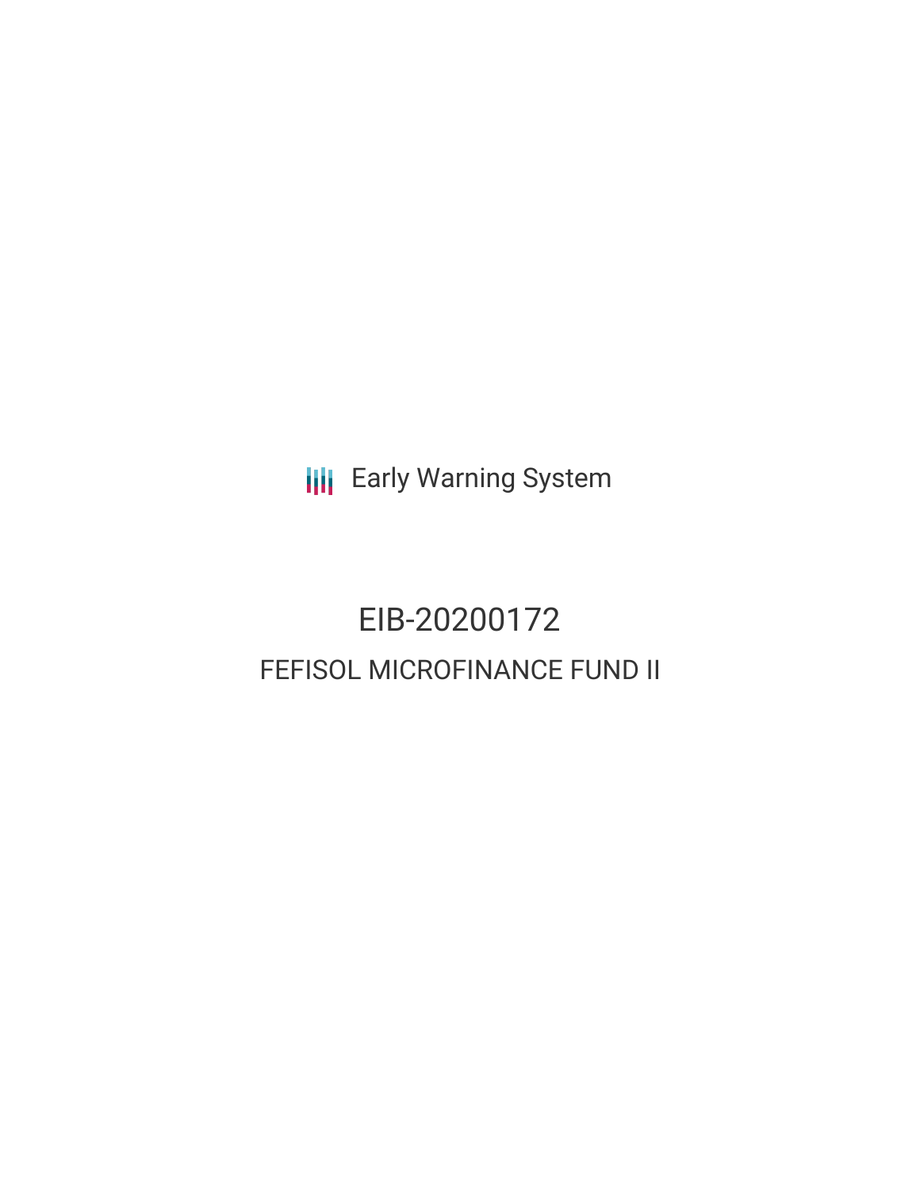Early Warning System

# EIB-20200172

## FEFISOL MICROFINANCE FUND II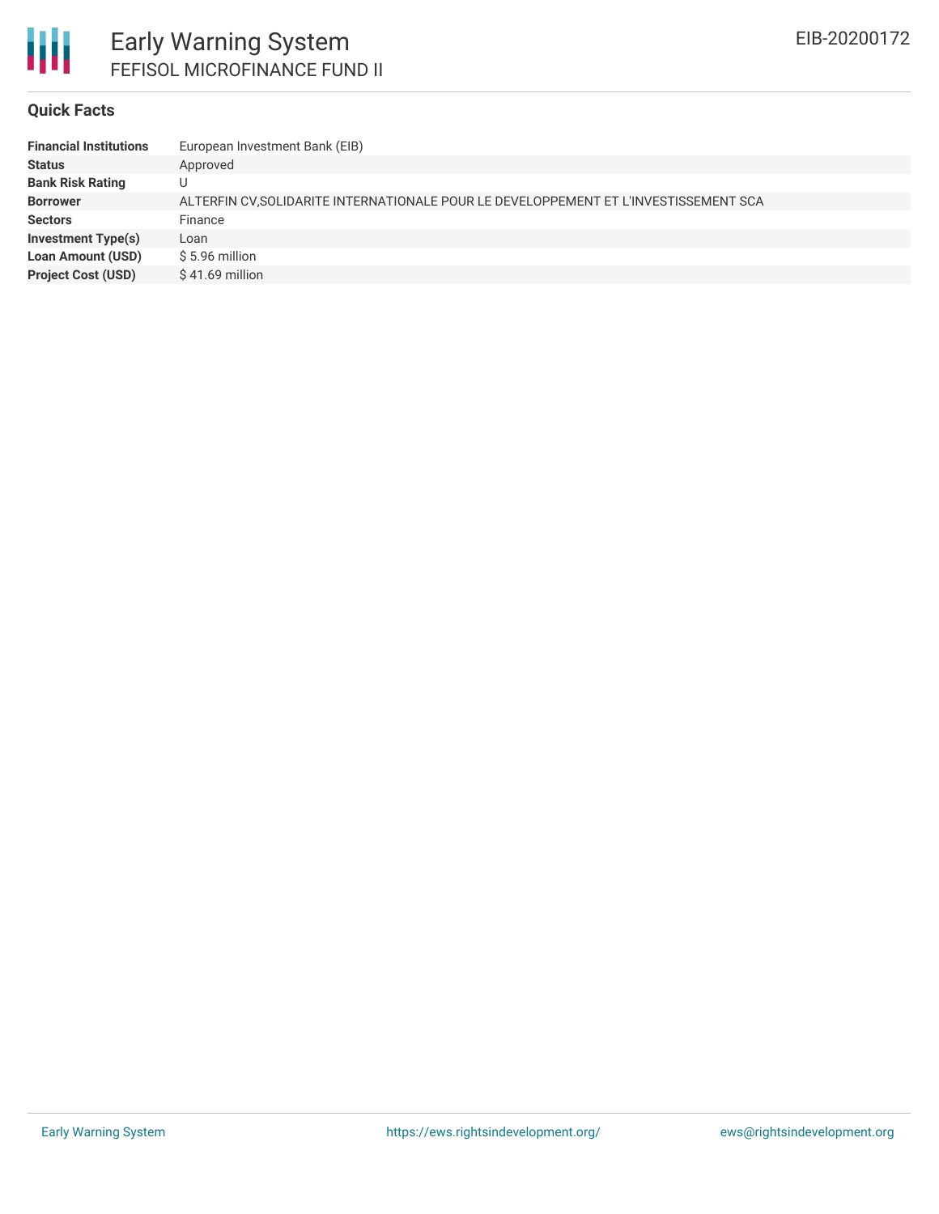## Quick Facts

| | |
|---|---|
| **Financial Institutions** | European Investment Bank (EIB) |
| **Status** | Approved |
| **Bank Risk Rating** | U |
| **Borrower** | ALTERFIN CV,SOLIDARITE INTERNATIONALE POUR LE DEVELOPPEMENT ET L'INVESTISSEMENT SCA |
| **Sectors** | Finance |
| **Investment Type(s)** | Loan |
| **Loan Amount (USD)** | $ 5.96 million |
| **Project Cost (USD)** | $ 41.69 million |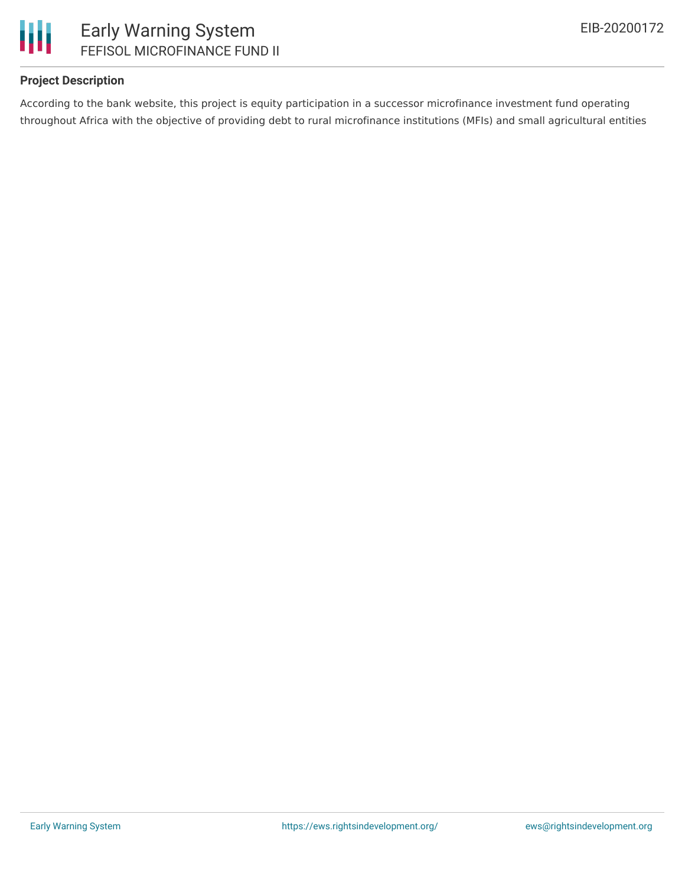**Project Description**

According to the bank website, this project is equity participation in a successor microfinance investment fund operating throughout Africa with the objective of providing debt to rural microfinance institutions (MFIs) and small agricultural entities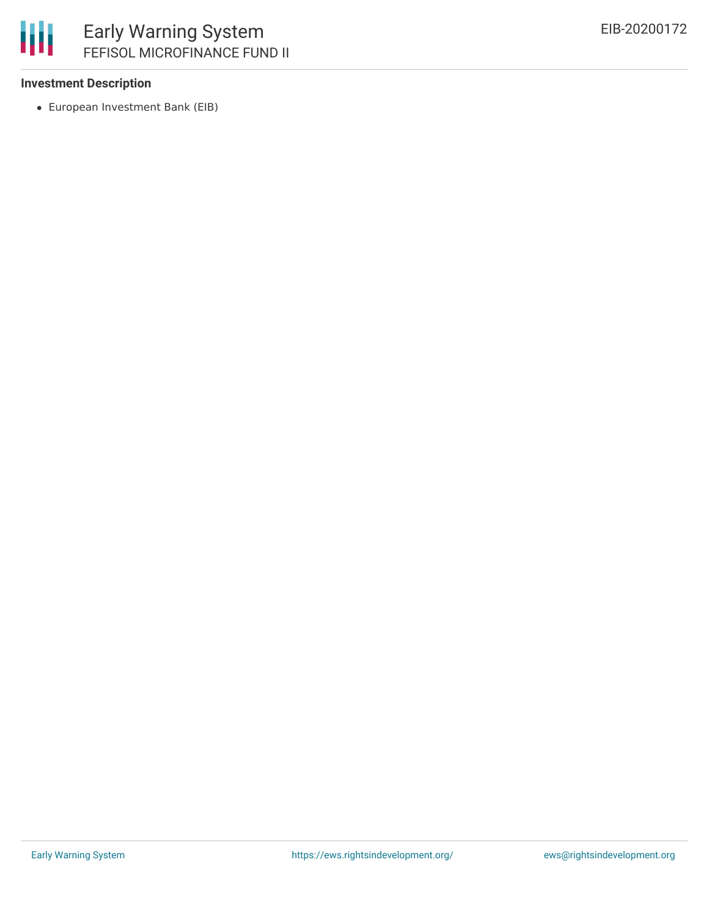**Investment Description**

- European Investment Bank (EIB)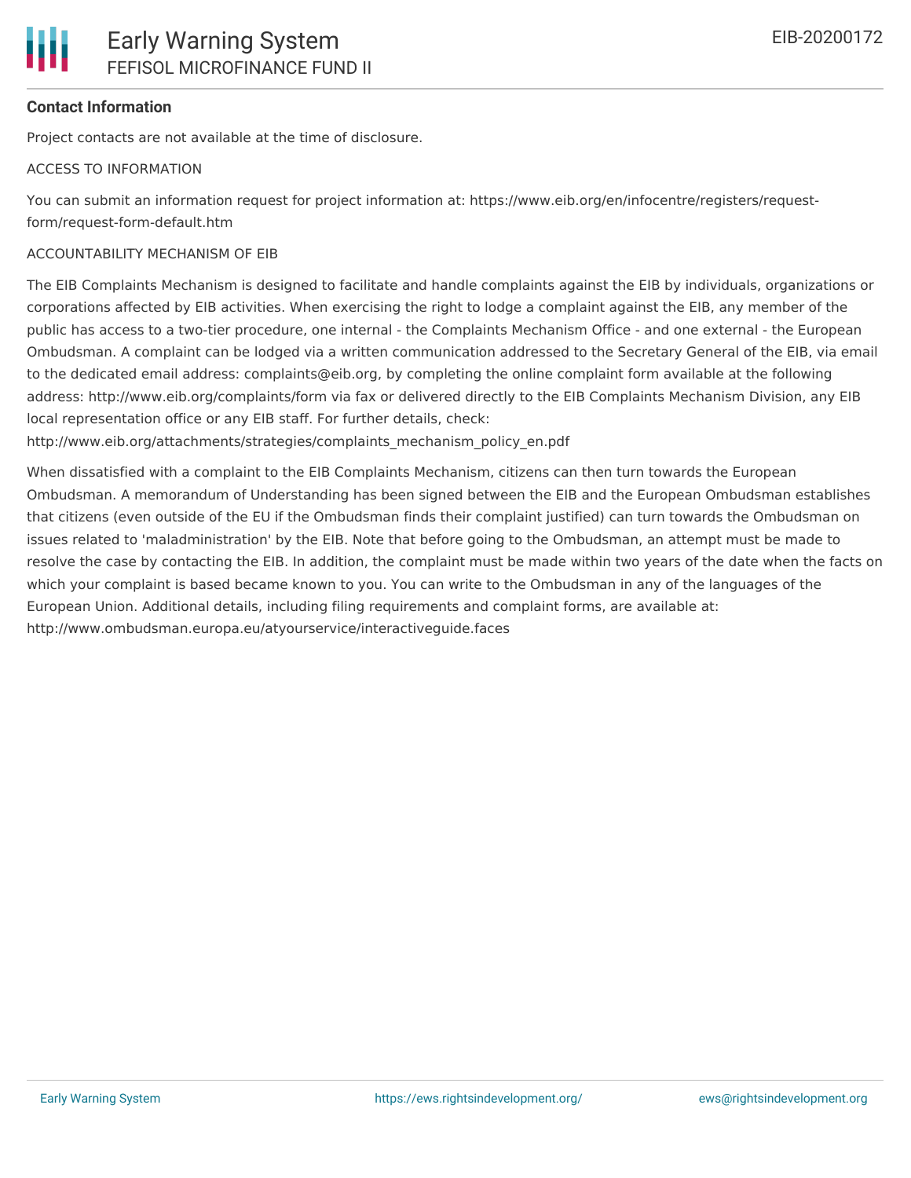**Contact Information**

Project contacts are not available at the time of disclosure.

ACCESS TO INFORMATION

You can submit an information request for project information at: https://www.eib.org/en/infocentre/registers/request-form/request-form-default.htm

ACCOUNTABILITY MECHANISM OF EIB

The EIB Complaints Mechanism is designed to facilitate and handle complaints against the EIB by individuals, organizations or corporations affected by EIB activities. When exercising the right to lodge a complaint against the EIB, any member of the public has access to a two-tier procedure, one internal - the Complaints Mechanism Office - and one external - the European Ombudsman. A complaint can be lodged via a written communication addressed to the Secretary General of the EIB, via email to the dedicated email address: complaints@eib.org, by completing the online complaint form available at the following address: http://www.eib.org/complaints/form via fax or delivered directly to the EIB Complaints Mechanism Division, any EIB local representation office or any EIB staff. For further details, check: http://www.eib.org/attachments/strategies/complaints_mechanism_policy_en.pdf

When dissatisfied with a complaint to the EIB Complaints Mechanism, citizens can then turn towards the European Ombudsman. A memorandum of Understanding has been signed between the EIB and the European Ombudsman establishes that citizens (even outside of the EU if the Ombudsman finds their complaint justified) can turn towards the Ombudsman on issues related to 'maladministration' by the EIB. Note that before going to the Ombudsman, an attempt must be made to resolve the case by contacting the EIB. In addition, the complaint must be made within two years of the date when the facts on which your complaint is based became known to you. You can write to the Ombudsman in any of the languages of the European Union. Additional details, including filing requirements and complaint forms, are available at: http://www.ombudsman.europa.eu/atyourservice/interactiveguide.faces